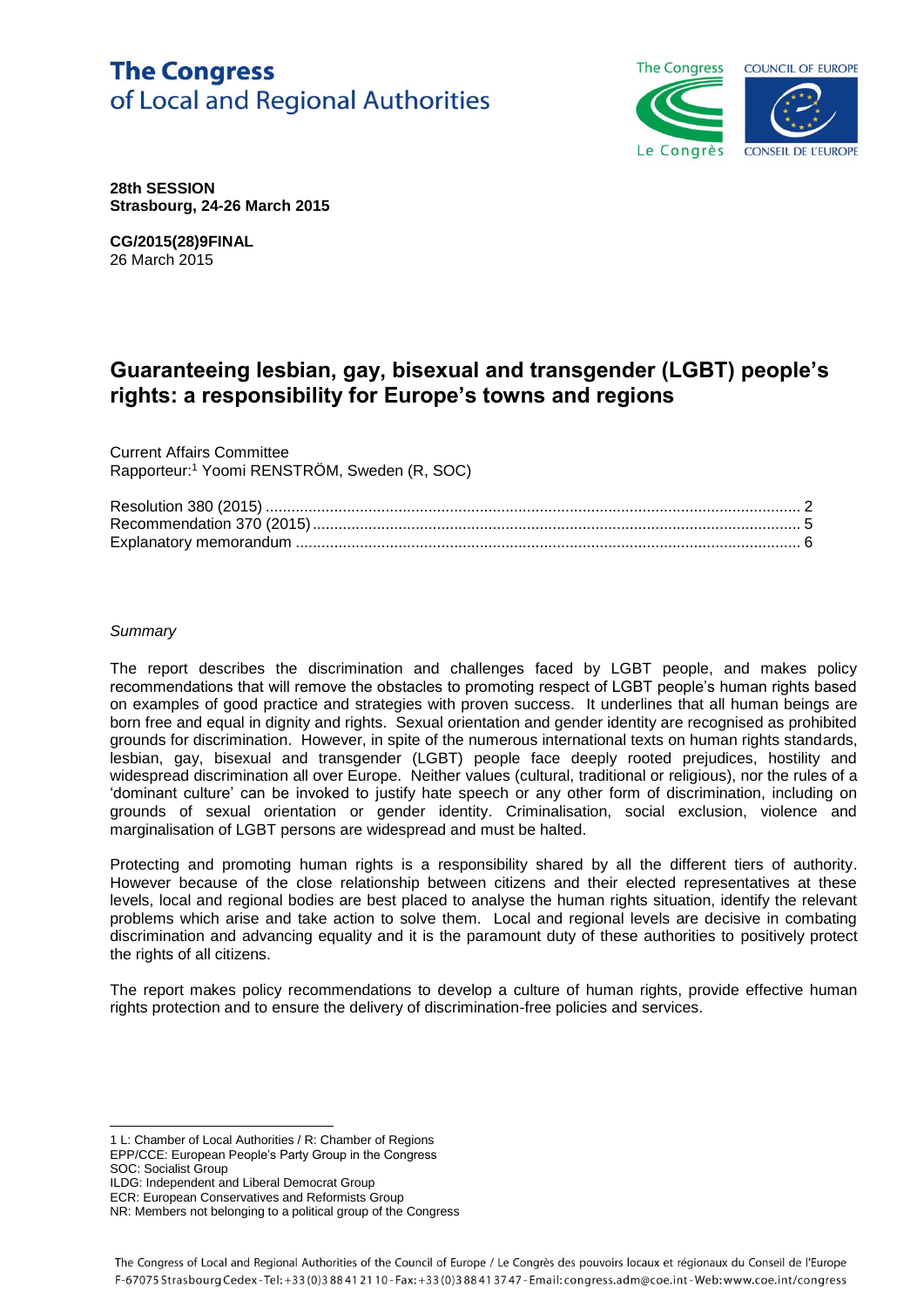**The Congress**
of Local and Regional Authorities

**28th SESSION**
**Strasbourg, 24-26 March 2015**

**CG/2015(28)9FINAL**
26 March 2015

# Guaranteeing lesbian, gay, bisexual and transgender (LGBT) people's rights: a responsibility for Europe's towns and regions

Current Affairs Committee
Rapporteur:[1] Yoomi RENSTRÖM, Sweden (R, SOC)

Resolution 380 (2015) .......... 2
Recommendation 370 (2015) .......... 5
Explanatory memorandum .......... 6

*Summary*

The report describes the discrimination and challenges faced by LGBT people, and makes policy recommendations that will remove the obstacles to promoting respect of LGBT people's human rights based on examples of good practice and strategies with proven success. It underlines that all human beings are born free and equal in dignity and rights. Sexual orientation and gender identity are recognised as prohibited grounds for discrimination. However, in spite of the numerous international texts on human rights standards, lesbian, gay, bisexual and transgender (LGBT) people face deeply rooted prejudices, hostility and widespread discrimination all over Europe. Neither values (cultural, traditional or religious), nor the rules of a 'dominant culture' can be invoked to justify hate speech or any other form of discrimination, including on grounds of sexual orientation or gender identity. Criminalisation, social exclusion, violence and marginalisation of LGBT persons are widespread and must be halted.

Protecting and promoting human rights is a responsibility shared by all the different tiers of authority. However because of the close relationship between citizens and their elected representatives at these levels, local and regional bodies are best placed to analyse the human rights situation, identify the relevant problems which arise and take action to solve them. Local and regional levels are decisive in combating discrimination and advancing equality and it is the paramount duty of these authorities to positively protect the rights of all citizens.

The report makes policy recommendations to develop a culture of human rights, provide effective human rights protection and to ensure the delivery of discrimination-free policies and services.

---

1 L: Chamber of Local Authorities / R: Chamber of Regions
EPP/CCE: European People's Party Group in the Congress
SOC: Socialist Group
ILDG: Independent and Liberal Democrat Group
ECR: European Conservatives and Reformists Group
NR: Members not belonging to a political group of the Congress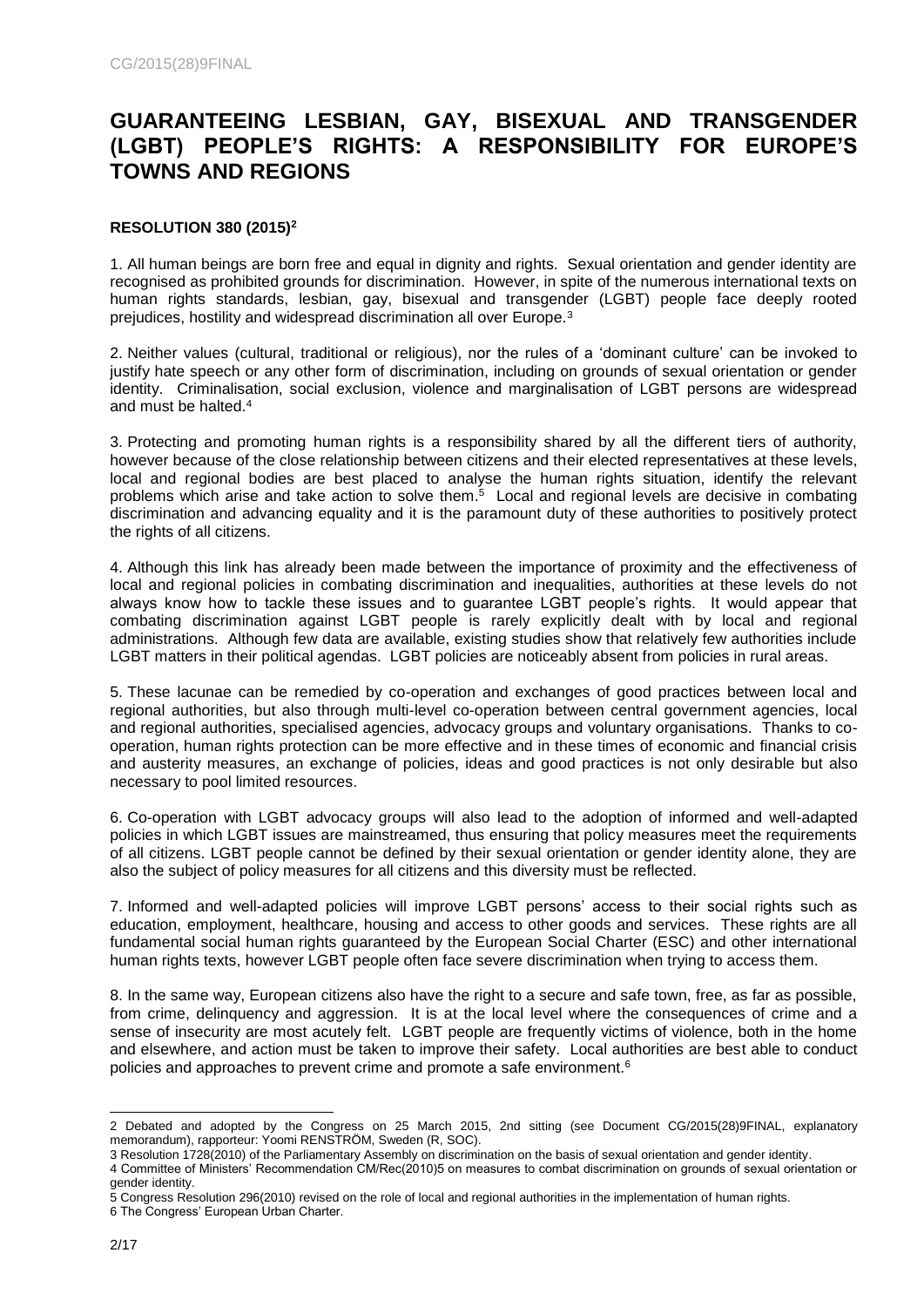# GUARANTEEING LESBIAN, GAY, BISEXUAL AND TRANSGENDER (LGBT) PEOPLE'S RIGHTS: A RESPONSIBILITY FOR EUROPE'S TOWNS AND REGIONS

**RESOLUTION 380 (2015)[2]**

1. All human beings are born free and equal in dignity and rights. Sexual orientation and gender identity are recognised as prohibited grounds for discrimination. However, in spite of the numerous international texts on human rights standards, lesbian, gay, bisexual and transgender (LGBT) people face deeply rooted prejudices, hostility and widespread discrimination all over Europe.[3]

2. Neither values (cultural, traditional or religious), nor the rules of a 'dominant culture' can be invoked to justify hate speech or any other form of discrimination, including on grounds of sexual orientation or gender identity. Criminalisation, social exclusion, violence and marginalisation of LGBT persons are widespread and must be halted.[4]

3. Protecting and promoting human rights is a responsibility shared by all the different tiers of authority, however because of the close relationship between citizens and their elected representatives at these levels, local and regional bodies are best placed to analyse the human rights situation, identify the relevant problems which arise and take action to solve them.[5] Local and regional levels are decisive in combating discrimination and advancing equality and it is the paramount duty of these authorities to positively protect the rights of all citizens.

4. Although this link has already been made between the importance of proximity and the effectiveness of local and regional policies in combating discrimination and inequalities, authorities at these levels do not always know how to tackle these issues and to guarantee LGBT people's rights. It would appear that combating discrimination against LGBT people is rarely explicitly dealt with by local and regional administrations. Although few data are available, existing studies show that relatively few authorities include LGBT matters in their political agendas. LGBT policies are noticeably absent from policies in rural areas.

5. These lacunae can be remedied by co-operation and exchanges of good practices between local and regional authorities, but also through multi-level co-operation between central government agencies, local and regional authorities, specialised agencies, advocacy groups and voluntary organisations. Thanks to co-operation, human rights protection can be more effective and in these times of economic and financial crisis and austerity measures, an exchange of policies, ideas and good practices is not only desirable but also necessary to pool limited resources.

6. Co-operation with LGBT advocacy groups will also lead to the adoption of informed and well-adapted policies in which LGBT issues are mainstreamed, thus ensuring that policy measures meet the requirements of all citizens. LGBT people cannot be defined by their sexual orientation or gender identity alone, they are also the subject of policy measures for all citizens and this diversity must be reflected.

7. Informed and well-adapted policies will improve LGBT persons' access to their social rights such as education, employment, healthcare, housing and access to other goods and services. These rights are all fundamental social human rights guaranteed by the European Social Charter (ESC) and other international human rights texts, however LGBT people often face severe discrimination when trying to access them.

8. In the same way, European citizens also have the right to a secure and safe town, free, as far as possible, from crime, delinquency and aggression. It is at the local level where the consequences of crime and a sense of insecurity are most acutely felt. LGBT people are frequently victims of violence, both in the home and elsewhere, and action must be taken to improve their safety. Local authorities are best able to conduct policies and approaches to prevent crime and promote a safe environment.[6]

---

2 Debated and adopted by the Congress on 25 March 2015, 2nd sitting (see Document CG/2015(28)9FINAL, explanatory memorandum), rapporteur: Yoomi RENSTRÖM, Sweden (R, SOC).

3 Resolution 1728(2010) of the Parliamentary Assembly on discrimination on the basis of sexual orientation and gender identity.

4 Committee of Ministers' Recommendation CM/Rec(2010)5 on measures to combat discrimination on grounds of sexual orientation or gender identity.

5 Congress Resolution 296(2010) revised on the role of local and regional authorities in the implementation of human rights.

6 The Congress' European Urban Charter.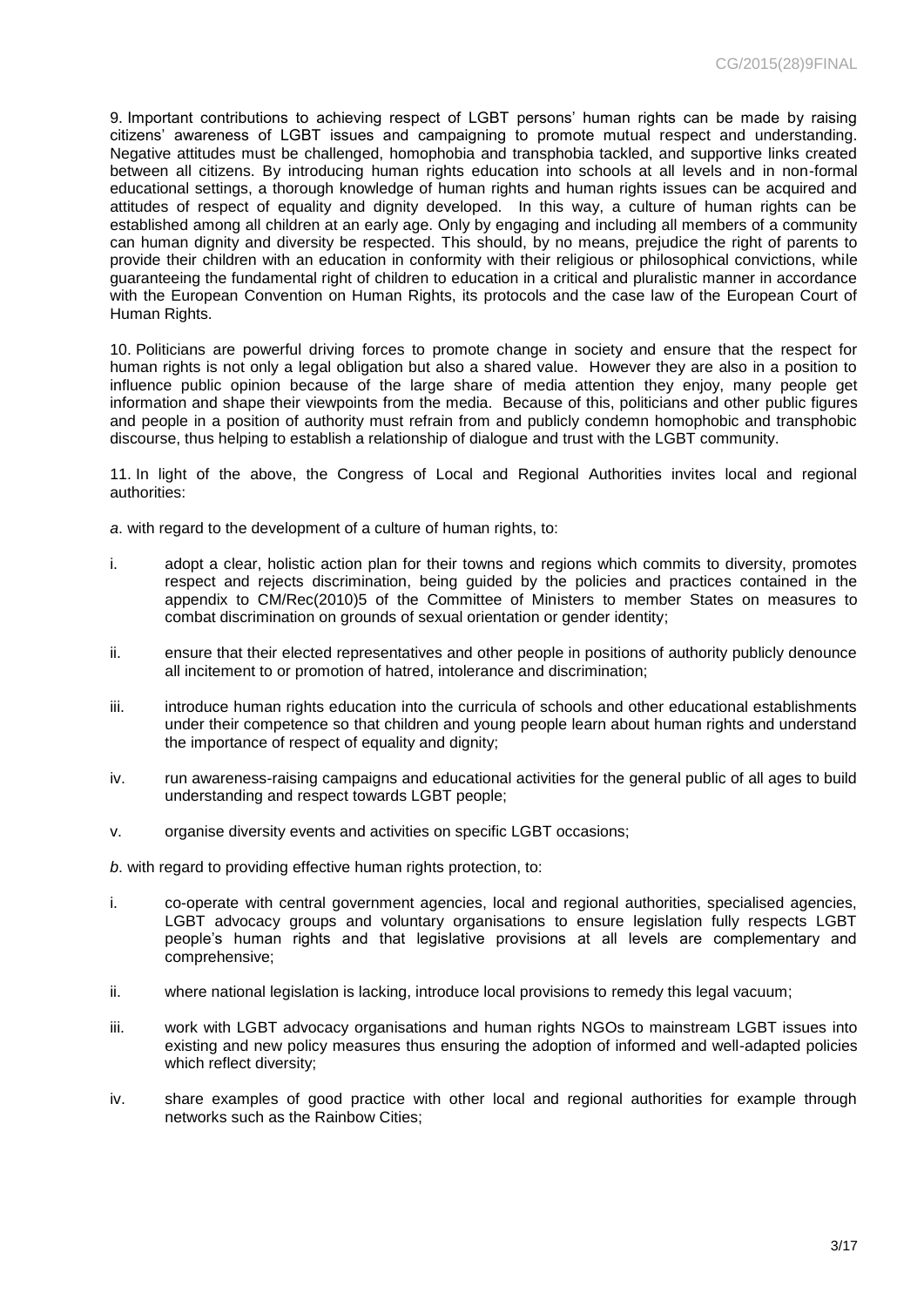9. Important contributions to achieving respect of LGBT persons' human rights can be made by raising citizens' awareness of LGBT issues and campaigning to promote mutual respect and understanding. Negative attitudes must be challenged, homophobia and transphobia tackled, and supportive links created between all citizens. By introducing human rights education into schools at all levels and in non-formal educational settings, a thorough knowledge of human rights and human rights issues can be acquired and attitudes of respect of equality and dignity developed. In this way, a culture of human rights can be established among all children at an early age. Only by engaging and including all members of a community can human dignity and diversity be respected. This should, by no means, prejudice the right of parents to provide their children with an education in conformity with their religious or philosophical convictions, while guaranteeing the fundamental right of children to education in a critical and pluralistic manner in accordance with the European Convention on Human Rights, its protocols and the case law of the European Court of Human Rights.

10. Politicians are powerful driving forces to promote change in society and ensure that the respect for human rights is not only a legal obligation but also a shared value. However they are also in a position to influence public opinion because of the large share of media attention they enjoy, many people get information and shape their viewpoints from the media. Because of this, politicians and other public figures and people in a position of authority must refrain from and publicly condemn homophobic and transphobic discourse, thus helping to establish a relationship of dialogue and trust with the LGBT community.

11. In light of the above, the Congress of Local and Regional Authorities invites local and regional authorities:

*a*. with regard to the development of a culture of human rights, to:

i. adopt a clear, holistic action plan for their towns and regions which commits to diversity, promotes respect and rejects discrimination, being guided by the policies and practices contained in the appendix to CM/Rec(2010)5 of the Committee of Ministers to member States on measures to combat discrimination on grounds of sexual orientation or gender identity;

ii. ensure that their elected representatives and other people in positions of authority publicly denounce all incitement to or promotion of hatred, intolerance and discrimination;

iii. introduce human rights education into the curricula of schools and other educational establishments under their competence so that children and young people learn about human rights and understand the importance of respect of equality and dignity;

iv. run awareness-raising campaigns and educational activities for the general public of all ages to build understanding and respect towards LGBT people;

v. organise diversity events and activities on specific LGBT occasions;

*b*. with regard to providing effective human rights protection, to:

i. co-operate with central government agencies, local and regional authorities, specialised agencies, LGBT advocacy groups and voluntary organisations to ensure legislation fully respects LGBT people's human rights and that legislative provisions at all levels are complementary and comprehensive;

ii. where national legislation is lacking, introduce local provisions to remedy this legal vacuum;

iii. work with LGBT advocacy organisations and human rights NGOs to mainstream LGBT issues into existing and new policy measures thus ensuring the adoption of informed and well-adapted policies which reflect diversity;

iv. share examples of good practice with other local and regional authorities for example through networks such as the Rainbow Cities;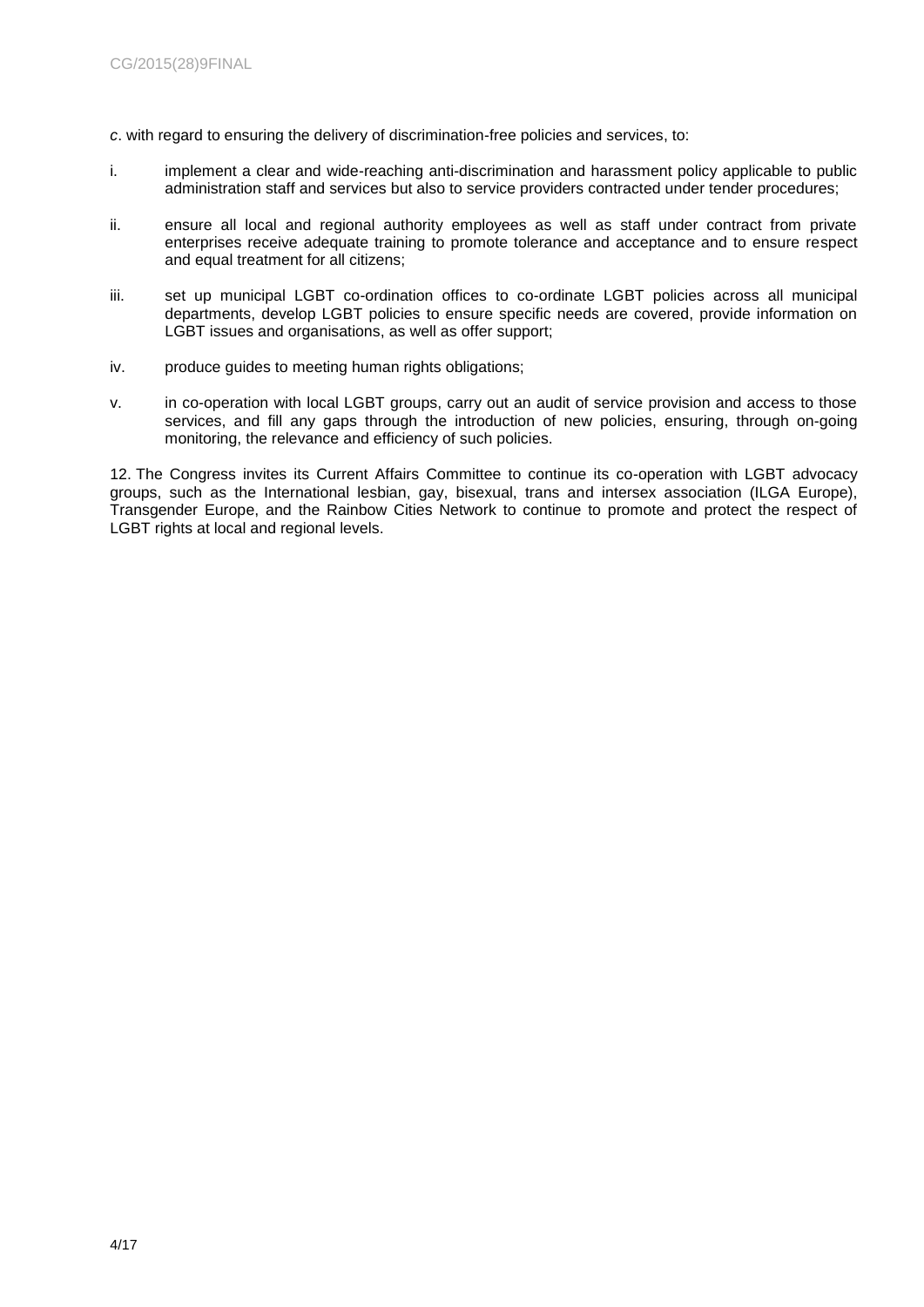*c*. with regard to ensuring the delivery of discrimination-free policies and services, to:

i. implement a clear and wide-reaching anti-discrimination and harassment policy applicable to public administration staff and services but also to service providers contracted under tender procedures;

ii. ensure all local and regional authority employees as well as staff under contract from private enterprises receive adequate training to promote tolerance and acceptance and to ensure respect and equal treatment for all citizens;

iii. set up municipal LGBT co-ordination offices to co-ordinate LGBT policies across all municipal departments, develop LGBT policies to ensure specific needs are covered, provide information on LGBT issues and organisations, as well as offer support;

iv. produce guides to meeting human rights obligations;

v. in co-operation with local LGBT groups, carry out an audit of service provision and access to those services, and fill any gaps through the introduction of new policies, ensuring, through on-going monitoring, the relevance and efficiency of such policies.

12. The Congress invites its Current Affairs Committee to continue its co-operation with LGBT advocacy groups, such as the International lesbian, gay, bisexual, trans and intersex association (ILGA Europe), Transgender Europe, and the Rainbow Cities Network to continue to promote and protect the respect of LGBT rights at local and regional levels.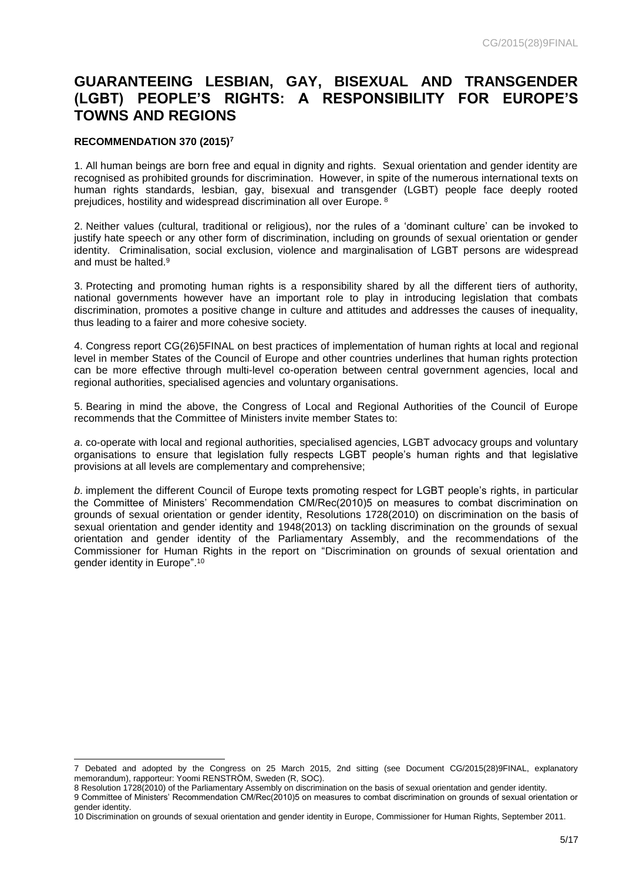# GUARANTEEING LESBIAN, GAY, BISEXUAL AND TRANSGENDER (LGBT) PEOPLE'S RIGHTS: A RESPONSIBILITY FOR EUROPE'S TOWNS AND REGIONS

**RECOMMENDATION 370 (2015)**[7]

1. All human beings are born free and equal in dignity and rights. Sexual orientation and gender identity are recognised as prohibited grounds for discrimination. However, in spite of the numerous international texts on human rights standards, lesbian, gay, bisexual and transgender (LGBT) people face deeply rooted prejudices, hostility and widespread discrimination all over Europe. [8]

2. Neither values (cultural, traditional or religious), nor the rules of a 'dominant culture' can be invoked to justify hate speech or any other form of discrimination, including on grounds of sexual orientation or gender identity. Criminalisation, social exclusion, violence and marginalisation of LGBT persons are widespread and must be halted.[9]

3. Protecting and promoting human rights is a responsibility shared by all the different tiers of authority, national governments however have an important role to play in introducing legislation that combats discrimination, promotes a positive change in culture and attitudes and addresses the causes of inequality, thus leading to a fairer and more cohesive society.

4. Congress report CG(26)5FINAL on best practices of implementation of human rights at local and regional level in member States of the Council of Europe and other countries underlines that human rights protection can be more effective through multi-level co-operation between central government agencies, local and regional authorities, specialised agencies and voluntary organisations.

5. Bearing in mind the above, the Congress of Local and Regional Authorities of the Council of Europe recommends that the Committee of Ministers invite member States to:

*a*. co-operate with local and regional authorities, specialised agencies, LGBT advocacy groups and voluntary organisations to ensure that legislation fully respects LGBT people's human rights and that legislative provisions at all levels are complementary and comprehensive;

*b*. implement the different Council of Europe texts promoting respect for LGBT people's rights, in particular the Committee of Ministers' Recommendation CM/Rec(2010)5 on measures to combat discrimination on grounds of sexual orientation or gender identity, Resolutions 1728(2010) on discrimination on the basis of sexual orientation and gender identity and 1948(2013) on tackling discrimination on the grounds of sexual orientation and gender identity of the Parliamentary Assembly, and the recommendations of the Commissioner for Human Rights in the report on "Discrimination on grounds of sexual orientation and gender identity in Europe".[10]

---

7 Debated and adopted by the Congress on 25 March 2015, 2nd sitting (see Document CG/2015(28)9FINAL, explanatory memorandum), rapporteur: Yoomi RENSTRÖM, Sweden (R, SOC).

8 Resolution 1728(2010) of the Parliamentary Assembly on discrimination on the basis of sexual orientation and gender identity.

9 Committee of Ministers' Recommendation CM/Rec(2010)5 on measures to combat discrimination on grounds of sexual orientation or gender identity.

10 Discrimination on grounds of sexual orientation and gender identity in Europe, Commissioner for Human Rights, September 2011.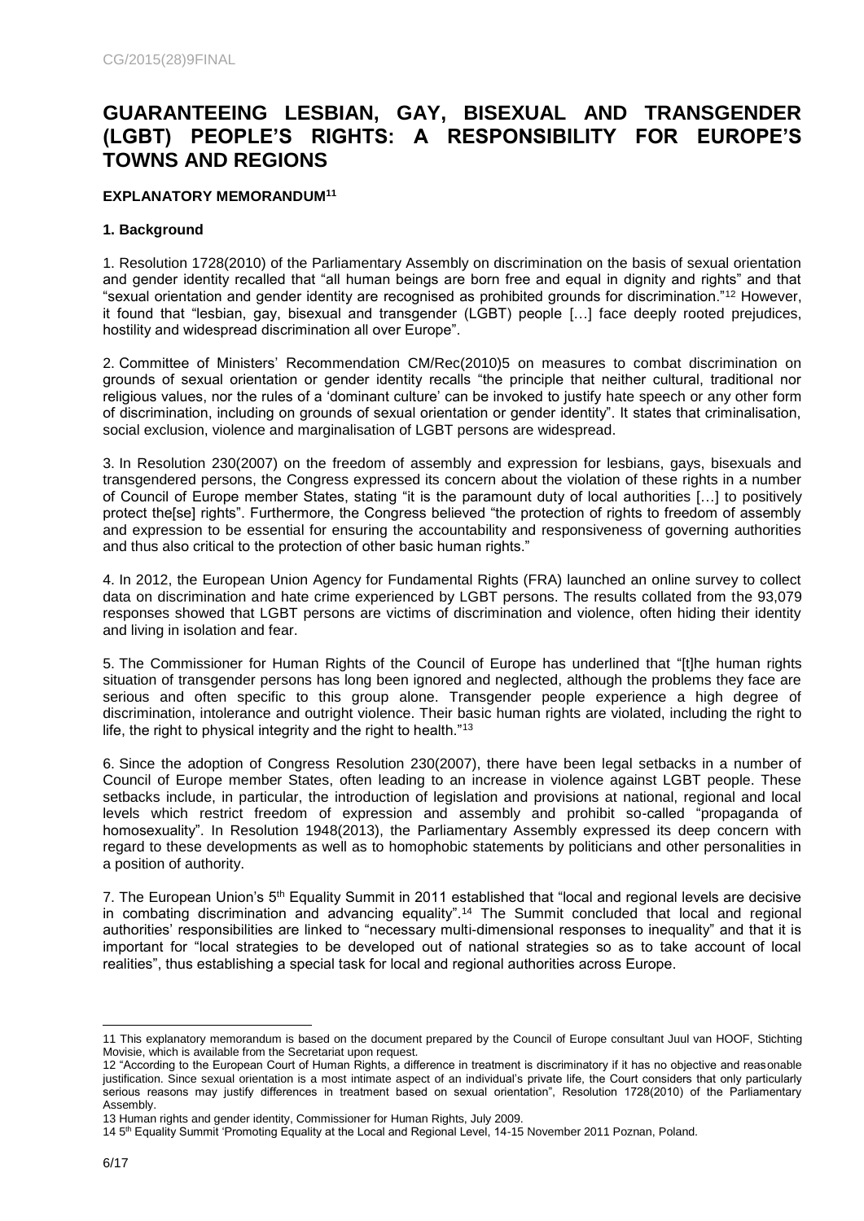# GUARANTEEING LESBIAN, GAY, BISEXUAL AND TRANSGENDER (LGBT) PEOPLE'S RIGHTS: A RESPONSIBILITY FOR EUROPE'S TOWNS AND REGIONS

**EXPLANATORY MEMORANDUM[11]**

**1. Background**

1. Resolution 1728(2010) of the Parliamentary Assembly on discrimination on the basis of sexual orientation and gender identity recalled that "all human beings are born free and equal in dignity and rights" and that "sexual orientation and gender identity are recognised as prohibited grounds for discrimination."[12] However, it found that "lesbian, gay, bisexual and transgender (LGBT) people […] face deeply rooted prejudices, hostility and widespread discrimination all over Europe".

2. Committee of Ministers' Recommendation CM/Rec(2010)5 on measures to combat discrimination on grounds of sexual orientation or gender identity recalls "the principle that neither cultural, traditional nor religious values, nor the rules of a 'dominant culture' can be invoked to justify hate speech or any other form of discrimination, including on grounds of sexual orientation or gender identity". It states that criminalisation, social exclusion, violence and marginalisation of LGBT persons are widespread.

3. In Resolution 230(2007) on the freedom of assembly and expression for lesbians, gays, bisexuals and transgendered persons, the Congress expressed its concern about the violation of these rights in a number of Council of Europe member States, stating "it is the paramount duty of local authorities […] to positively protect the[se] rights". Furthermore, the Congress believed "the protection of rights to freedom of assembly and expression to be essential for ensuring the accountability and responsiveness of governing authorities and thus also critical to the protection of other basic human rights."

4. In 2012, the European Union Agency for Fundamental Rights (FRA) launched an online survey to collect data on discrimination and hate crime experienced by LGBT persons. The results collated from the 93,079 responses showed that LGBT persons are victims of discrimination and violence, often hiding their identity and living in isolation and fear.

5. The Commissioner for Human Rights of the Council of Europe has underlined that "[t]he human rights situation of transgender persons has long been ignored and neglected, although the problems they face are serious and often specific to this group alone. Transgender people experience a high degree of discrimination, intolerance and outright violence. Their basic human rights are violated, including the right to life, the right to physical integrity and the right to health."[13]

6. Since the adoption of Congress Resolution 230(2007), there have been legal setbacks in a number of Council of Europe member States, often leading to an increase in violence against LGBT people. These setbacks include, in particular, the introduction of legislation and provisions at national, regional and local levels which restrict freedom of expression and assembly and prohibit so-called "propaganda of homosexuality". In Resolution 1948(2013), the Parliamentary Assembly expressed its deep concern with regard to these developments as well as to homophobic statements by politicians and other personalities in a position of authority.

7. The European Union's 5th Equality Summit in 2011 established that "local and regional levels are decisive in combating discrimination and advancing equality".[14] The Summit concluded that local and regional authorities' responsibilities are linked to "necessary multi-dimensional responses to inequality" and that it is important for "local strategies to be developed out of national strategies so as to take account of local realities", thus establishing a special task for local and regional authorities across Europe.

---

11 This explanatory memorandum is based on the document prepared by the Council of Europe consultant Juul van HOOF, Stichting Movisie, which is available from the Secretariat upon request.

12 "According to the European Court of Human Rights, a difference in treatment is discriminatory if it has no objective and reasonable justification. Since sexual orientation is a most intimate aspect of an individual's private life, the Court considers that only particularly serious reasons may justify differences in treatment based on sexual orientation", Resolution 1728(2010) of the Parliamentary Assembly.

13 Human rights and gender identity, Commissioner for Human Rights, July 2009.

14 5th Equality Summit 'Promoting Equality at the Local and Regional Level, 14-15 November 2011 Poznan, Poland.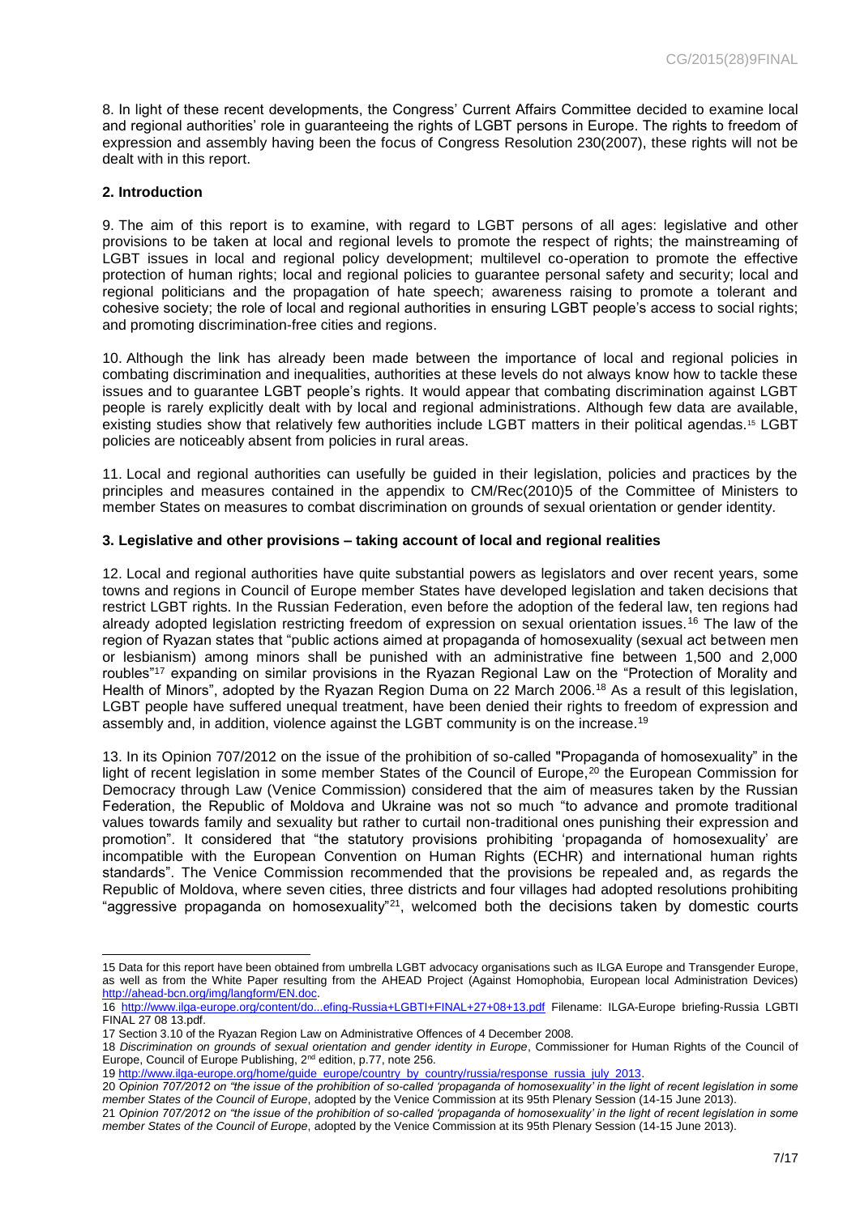8. In light of these recent developments, the Congress' Current Affairs Committee decided to examine local and regional authorities' role in guaranteeing the rights of LGBT persons in Europe. The rights to freedom of expression and assembly having been the focus of Congress Resolution 230(2007), these rights will not be dealt with in this report.

## 2. Introduction

9. The aim of this report is to examine, with regard to LGBT persons of all ages: legislative and other provisions to be taken at local and regional levels to promote the respect of rights; the mainstreaming of LGBT issues in local and regional policy development; multilevel co-operation to promote the effective protection of human rights; local and regional policies to guarantee personal safety and security; local and regional politicians and the propagation of hate speech; awareness raising to promote a tolerant and cohesive society; the role of local and regional authorities in ensuring LGBT people's access to social rights; and promoting discrimination-free cities and regions.

10. Although the link has already been made between the importance of local and regional policies in combating discrimination and inequalities, authorities at these levels do not always know how to tackle these issues and to guarantee LGBT people's rights. It would appear that combating discrimination against LGBT people is rarely explicitly dealt with by local and regional administrations. Although few data are available, existing studies show that relatively few authorities include LGBT matters in their political agendas.[15] LGBT policies are noticeably absent from policies in rural areas.

11. Local and regional authorities can usefully be guided in their legislation, policies and practices by the principles and measures contained in the appendix to CM/Rec(2010)5 of the Committee of Ministers to member States on measures to combat discrimination on grounds of sexual orientation or gender identity.

## 3. Legislative and other provisions – taking account of local and regional realities

12. Local and regional authorities have quite substantial powers as legislators and over recent years, some towns and regions in Council of Europe member States have developed legislation and taken decisions that restrict LGBT rights. In the Russian Federation, even before the adoption of the federal law, ten regions had already adopted legislation restricting freedom of expression on sexual orientation issues.[16] The law of the region of Ryazan states that "public actions aimed at propaganda of homosexuality (sexual act between men or lesbianism) among minors shall be punished with an administrative fine between 1,500 and 2,000 roubles"[17] expanding on similar provisions in the Ryazan Regional Law on the "Protection of Morality and Health of Minors", adopted by the Ryazan Region Duma on 22 March 2006.[18] As a result of this legislation, LGBT people have suffered unequal treatment, have been denied their rights to freedom of expression and assembly and, in addition, violence against the LGBT community is on the increase.[19]

13. In its Opinion 707/2012 on the issue of the prohibition of so-called "Propaganda of homosexuality" in the light of recent legislation in some member States of the Council of Europe,[20] the European Commission for Democracy through Law (Venice Commission) considered that the aim of measures taken by the Russian Federation, the Republic of Moldova and Ukraine was not so much "to advance and promote traditional values towards family and sexuality but rather to curtail non-traditional ones punishing their expression and promotion". It considered that "the statutory provisions prohibiting 'propaganda of homosexuality' are incompatible with the European Convention on Human Rights (ECHR) and international human rights standards". The Venice Commission recommended that the provisions be repealed and, as regards the Republic of Moldova, where seven cities, three districts and four villages had adopted resolutions prohibiting "aggressive propaganda on homosexuality"[21], welcomed both the decisions taken by domestic courts

---

15 Data for this report have been obtained from umbrella LGBT advocacy organisations such as ILGA Europe and Transgender Europe, as well as from the White Paper resulting from the AHEAD Project (Against Homophobia, European local Administration Devices) http://ahead-bcn.org/img/langform/EN.doc.

16 http://www.ilga-europe.org/content/do...efing-Russia+LGBTI+FINAL+27+08+13.pdf Filename: ILGA-Europe briefing-Russia LGBTI FINAL 27 08 13.pdf.

17 Section 3.10 of the Ryazan Region Law on Administrative Offences of 4 December 2008.

18 *Discrimination on grounds of sexual orientation and gender identity in Europe*, Commissioner for Human Rights of the Council of Europe, Council of Europe Publishing, 2nd edition, p.77, note 256.

19 http://www.ilga-europe.org/home/guide_europe/country_by_country/russia/response_russia_july_2013.

20 *Opinion 707/2012 on "the issue of the prohibition of so-called 'propaganda of homosexuality' in the light of recent legislation in some member States of the Council of Europe*, adopted by the Venice Commission at its 95th Plenary Session (14-15 June 2013).

21 *Opinion 707/2012 on "the issue of the prohibition of so-called 'propaganda of homosexuality' in the light of recent legislation in some member States of the Council of Europe*, adopted by the Venice Commission at its 95th Plenary Session (14-15 June 2013).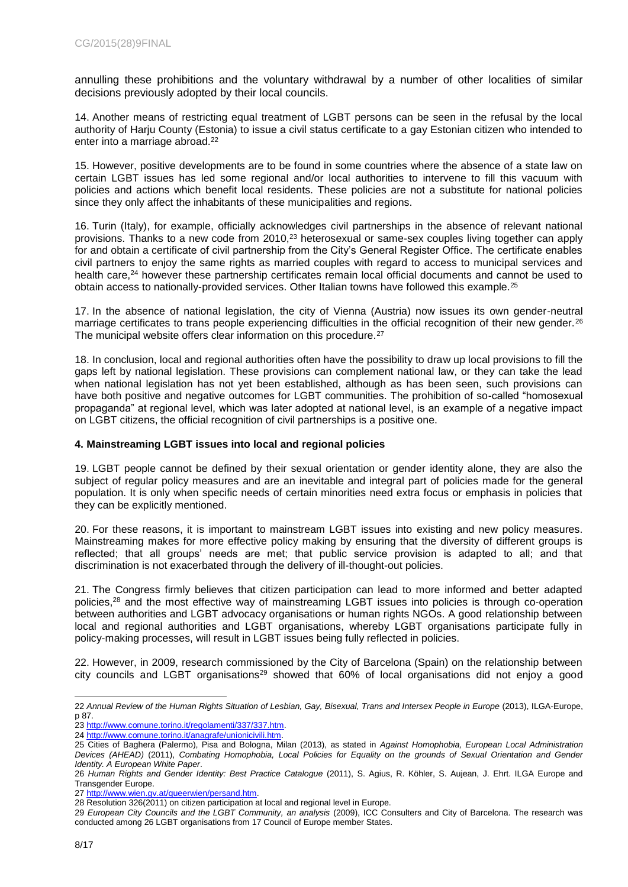annulling these prohibitions and the voluntary withdrawal by a number of other localities of similar decisions previously adopted by their local councils.

14. Another means of restricting equal treatment of LGBT persons can be seen in the refusal by the local authority of Harju County (Estonia) to issue a civil status certificate to a gay Estonian citizen who intended to enter into a marriage abroad.[22]

15. However, positive developments are to be found in some countries where the absence of a state law on certain LGBT issues has led some regional and/or local authorities to intervene to fill this vacuum with policies and actions which benefit local residents. These policies are not a substitute for national policies since they only affect the inhabitants of these municipalities and regions.

16. Turin (Italy), for example, officially acknowledges civil partnerships in the absence of relevant national provisions. Thanks to a new code from 2010,[23] heterosexual or same-sex couples living together can apply for and obtain a certificate of civil partnership from the City's General Register Office. The certificate enables civil partners to enjoy the same rights as married couples with regard to access to municipal services and health care,[24] however these partnership certificates remain local official documents and cannot be used to obtain access to nationally-provided services. Other Italian towns have followed this example.[25]

17. In the absence of national legislation, the city of Vienna (Austria) now issues its own gender-neutral marriage certificates to trans people experiencing difficulties in the official recognition of their new gender.[26] The municipal website offers clear information on this procedure.[27]

18. In conclusion, local and regional authorities often have the possibility to draw up local provisions to fill the gaps left by national legislation. These provisions can complement national law, or they can take the lead when national legislation has not yet been established, although as has been seen, such provisions can have both positive and negative outcomes for LGBT communities. The prohibition of so-called "homosexual propaganda" at regional level, which was later adopted at national level, is an example of a negative impact on LGBT citizens, the official recognition of civil partnerships is a positive one.

### 4. Mainstreaming LGBT issues into local and regional policies

19. LGBT people cannot be defined by their sexual orientation or gender identity alone, they are also the subject of regular policy measures and are an inevitable and integral part of policies made for the general population. It is only when specific needs of certain minorities need extra focus or emphasis in policies that they can be explicitly mentioned.

20. For these reasons, it is important to mainstream LGBT issues into existing and new policy measures. Mainstreaming makes for more effective policy making by ensuring that the diversity of different groups is reflected; that all groups' needs are met; that public service provision is adapted to all; and that discrimination is not exacerbated through the delivery of ill-thought-out policies.

21. The Congress firmly believes that citizen participation can lead to more informed and better adapted policies,[28] and the most effective way of mainstreaming LGBT issues into policies is through co-operation between authorities and LGBT advocacy organisations or human rights NGOs. A good relationship between local and regional authorities and LGBT organisations, whereby LGBT organisations participate fully in policy-making processes, will result in LGBT issues being fully reflected in policies.

22. However, in 2009, research commissioned by the City of Barcelona (Spain) on the relationship between city councils and LGBT organisations[29] showed that 60% of local organisations did not enjoy a good

---

22 *Annual Review of the Human Rights Situation of Lesbian, Gay, Bisexual, Trans and Intersex People in Europe* (2013), ILGA-Europe, p 87.

23 http://www.comune.torino.it/regolamenti/337/337.htm.

24 http://www.comune.torino.it/anagrafe/unionicivili.htm.

25 Cities of Baghera (Palermo), Pisa and Bologna, Milan (2013), as stated in *Against Homophobia, European Local Administration Devices (AHEAD)* (2011), *Combating Homophobia, Local Policies for Equality on the grounds of Sexual Orientation and Gender Identity. A European White Paper*.

26 *Human Rights and Gender Identity: Best Practice Catalogue* (2011), S. Agius, R. Köhler, S. Aujean, J. Ehrt. ILGA Europe and Transgender Europe.

27 http://www.wien.gv.at/queerwien/persand.htm.

28 Resolution 326(2011) on citizen participation at local and regional level in Europe.

29 *European City Councils and the LGBT Community, an analysis* (2009), ICC Consulters and City of Barcelona. The research was conducted among 26 LGBT organisations from 17 Council of Europe member States.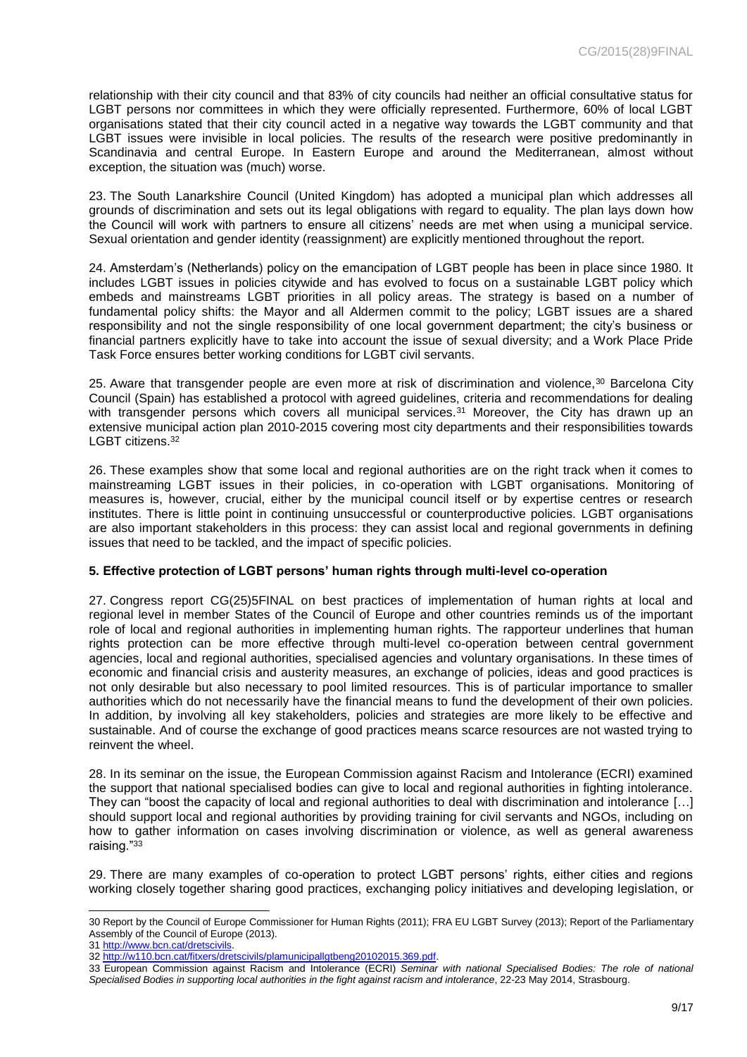relationship with their city council and that 83% of city councils had neither an official consultative status for LGBT persons nor committees in which they were officially represented. Furthermore, 60% of local LGBT organisations stated that their city council acted in a negative way towards the LGBT community and that LGBT issues were invisible in local policies. The results of the research were positive predominantly in Scandinavia and central Europe. In Eastern Europe and around the Mediterranean, almost without exception, the situation was (much) worse.

23. The South Lanarkshire Council (United Kingdom) has adopted a municipal plan which addresses all grounds of discrimination and sets out its legal obligations with regard to equality. The plan lays down how the Council will work with partners to ensure all citizens' needs are met when using a municipal service. Sexual orientation and gender identity (reassignment) are explicitly mentioned throughout the report.

24. Amsterdam's (Netherlands) policy on the emancipation of LGBT people has been in place since 1980. It includes LGBT issues in policies citywide and has evolved to focus on a sustainable LGBT policy which embeds and mainstreams LGBT priorities in all policy areas. The strategy is based on a number of fundamental policy shifts: the Mayor and all Aldermen commit to the policy; LGBT issues are a shared responsibility and not the single responsibility of one local government department; the city's business or financial partners explicitly have to take into account the issue of sexual diversity; and a Work Place Pride Task Force ensures better working conditions for LGBT civil servants.

25. Aware that transgender people are even more at risk of discrimination and violence,[30] Barcelona City Council (Spain) has established a protocol with agreed guidelines, criteria and recommendations for dealing with transgender persons which covers all municipal services.[31] Moreover, the City has drawn up an extensive municipal action plan 2010-2015 covering most city departments and their responsibilities towards LGBT citizens.[32]

26. These examples show that some local and regional authorities are on the right track when it comes to mainstreaming LGBT issues in their policies, in co-operation with LGBT organisations. Monitoring of measures is, however, crucial, either by the municipal council itself or by expertise centres or research institutes. There is little point in continuing unsuccessful or counterproductive policies. LGBT organisations are also important stakeholders in this process: they can assist local and regional governments in defining issues that need to be tackled, and the impact of specific policies.

### 5. Effective protection of LGBT persons' human rights through multi-level co-operation

27. Congress report CG(25)5FINAL on best practices of implementation of human rights at local and regional level in member States of the Council of Europe and other countries reminds us of the important role of local and regional authorities in implementing human rights. The rapporteur underlines that human rights protection can be more effective through multi-level co-operation between central government agencies, local and regional authorities, specialised agencies and voluntary organisations. In these times of economic and financial crisis and austerity measures, an exchange of policies, ideas and good practices is not only desirable but also necessary to pool limited resources. This is of particular importance to smaller authorities which do not necessarily have the financial means to fund the development of their own policies. In addition, by involving all key stakeholders, policies and strategies are more likely to be effective and sustainable. And of course the exchange of good practices means scarce resources are not wasted trying to reinvent the wheel.

28. In its seminar on the issue, the European Commission against Racism and Intolerance (ECRI) examined the support that national specialised bodies can give to local and regional authorities in fighting intolerance. They can "boost the capacity of local and regional authorities to deal with discrimination and intolerance […] should support local and regional authorities by providing training for civil servants and NGOs, including on how to gather information on cases involving discrimination or violence, as well as general awareness raising."[33]

29. There are many examples of co-operation to protect LGBT persons' rights, either cities and regions working closely together sharing good practices, exchanging policy initiatives and developing legislation, or

---

30 Report by the Council of Europe Commissioner for Human Rights (2011); FRA EU LGBT Survey (2013); Report of the Parliamentary Assembly of the Council of Europe (2013).

31 http://www.bcn.cat/dretscivils.

32 http://w110.bcn.cat/fitxers/dretscivils/plamunicipallgtbeng20102015.369.pdf.

33 European Commission against Racism and Intolerance (ECRI) *Seminar with national Specialised Bodies: The role of national Specialised Bodies in supporting local authorities in the fight against racism and intolerance*, 22-23 May 2014, Strasbourg.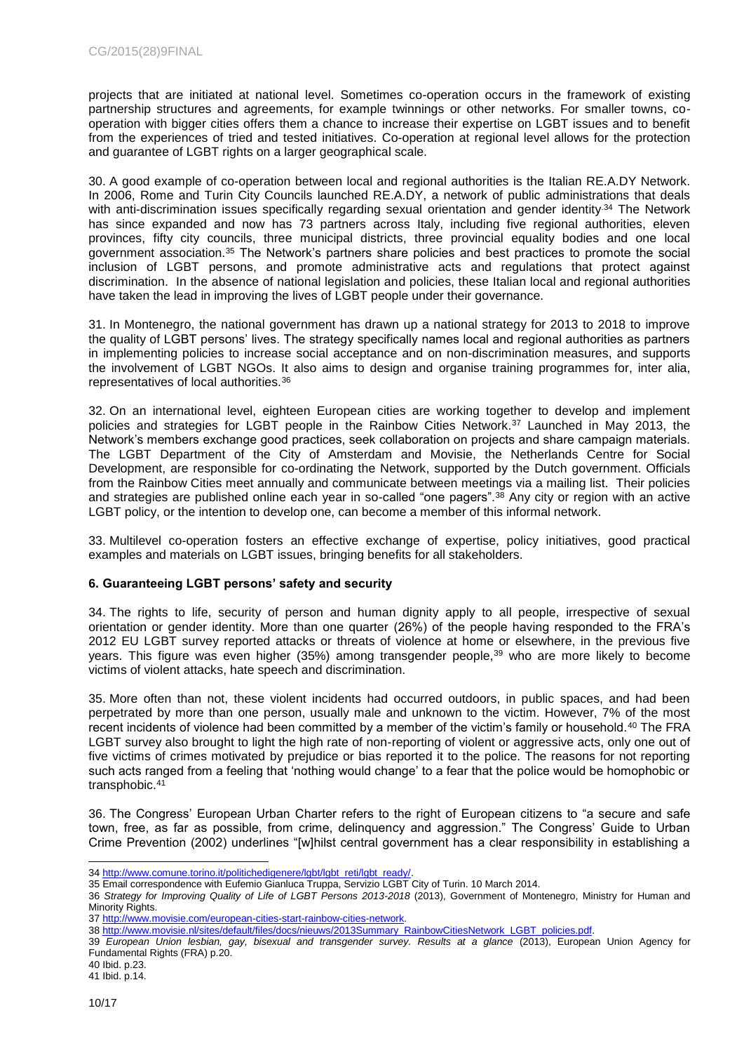projects that are initiated at national level. Sometimes co-operation occurs in the framework of existing partnership structures and agreements, for example twinnings or other networks. For smaller towns, co-operation with bigger cities offers them a chance to increase their expertise on LGBT issues and to benefit from the experiences of tried and tested initiatives. Co-operation at regional level allows for the protection and guarantee of LGBT rights on a larger geographical scale.

30. A good example of co-operation between local and regional authorities is the Italian RE.A.DY Network. In 2006, Rome and Turin City Councils launched RE.A.DY, a network of public administrations that deals with anti-discrimination issues specifically regarding sexual orientation and gender identity.[34] The Network has since expanded and now has 73 partners across Italy, including five regional authorities, eleven provinces, fifty city councils, three municipal districts, three provincial equality bodies and one local government association.[35] The Network's partners share policies and best practices to promote the social inclusion of LGBT persons, and promote administrative acts and regulations that protect against discrimination. In the absence of national legislation and policies, these Italian local and regional authorities have taken the lead in improving the lives of LGBT people under their governance.

31. In Montenegro, the national government has drawn up a national strategy for 2013 to 2018 to improve the quality of LGBT persons' lives. The strategy specifically names local and regional authorities as partners in implementing policies to increase social acceptance and on non-discrimination measures, and supports the involvement of LGBT NGOs. It also aims to design and organise training programmes for, inter alia, representatives of local authorities.[36]

32. On an international level, eighteen European cities are working together to develop and implement policies and strategies for LGBT people in the Rainbow Cities Network.[37] Launched in May 2013, the Network's members exchange good practices, seek collaboration on projects and share campaign materials. The LGBT Department of the City of Amsterdam and Movisie, the Netherlands Centre for Social Development, are responsible for co-ordinating the Network, supported by the Dutch government. Officials from the Rainbow Cities meet annually and communicate between meetings via a mailing list. Their policies and strategies are published online each year in so-called "one pagers".[38] Any city or region with an active LGBT policy, or the intention to develop one, can become a member of this informal network.

33. Multilevel co-operation fosters an effective exchange of expertise, policy initiatives, good practical examples and materials on LGBT issues, bringing benefits for all stakeholders.

## 6. Guaranteeing LGBT persons' safety and security

34. The rights to life, security of person and human dignity apply to all people, irrespective of sexual orientation or gender identity. More than one quarter (26%) of the people having responded to the FRA's 2012 EU LGBT survey reported attacks or threats of violence at home or elsewhere, in the previous five years. This figure was even higher (35%) among transgender people,[39] who are more likely to become victims of violent attacks, hate speech and discrimination.

35. More often than not, these violent incidents had occurred outdoors, in public spaces, and had been perpetrated by more than one person, usually male and unknown to the victim. However, 7% of the most recent incidents of violence had been committed by a member of the victim's family or household.[40] The FRA LGBT survey also brought to light the high rate of non-reporting of violent or aggressive acts, only one out of five victims of crimes motivated by prejudice or bias reported it to the police. The reasons for not reporting such acts ranged from a feeling that 'nothing would change' to a fear that the police would be homophobic or transphobic.[41]

36. The Congress' European Urban Charter refers to the right of European citizens to "a secure and safe town, free, as far as possible, from crime, delinquency and aggression." The Congress' Guide to Urban Crime Prevention (2002) underlines "[w]hilst central government has a clear responsibility in establishing a

---

34 http://www.comune.torino.it/politichedigenere/lgbt/lgbt_reti/lgbt_ready/.

35 Email correspondence with Eufemio Gianluca Truppa, Servizio LGBT City of Turin. 10 March 2014.

36 *Strategy for Improving Quality of Life of LGBT Persons 2013-2018* (2013), Government of Montenegro, Ministry for Human and Minority Rights.

37 http://www.movisie.com/european-cities-start-rainbow-cities-network.

38 http://www.movisie.nl/sites/default/files/docs/nieuws/2013Summary_RainbowCitiesNetwork_LGBT_policies.pdf.

39 *European Union lesbian, gay, bisexual and transgender survey. Results at a glance* (2013), European Union Agency for Fundamental Rights (FRA) p.20.

40 Ibid. p.23.

41 Ibid. p.14.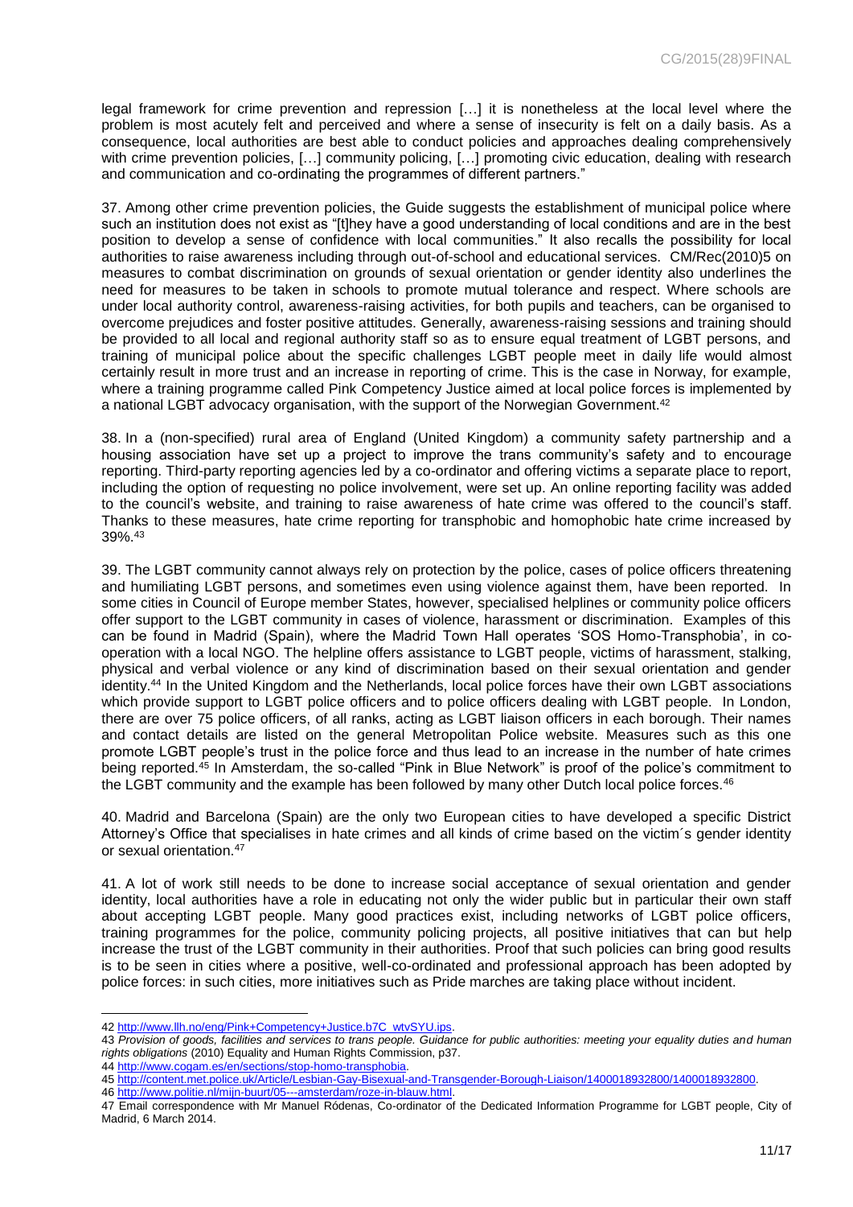legal framework for crime prevention and repression […] it is nonetheless at the local level where the problem is most acutely felt and perceived and where a sense of insecurity is felt on a daily basis. As a consequence, local authorities are best able to conduct policies and approaches dealing comprehensively with crime prevention policies, […] community policing, […] promoting civic education, dealing with research and communication and co-ordinating the programmes of different partners."

37. Among other crime prevention policies, the Guide suggests the establishment of municipal police where such an institution does not exist as "[t]hey have a good understanding of local conditions and are in the best position to develop a sense of confidence with local communities." It also recalls the possibility for local authorities to raise awareness including through out-of-school and educational services. CM/Rec(2010)5 on measures to combat discrimination on grounds of sexual orientation or gender identity also underlines the need for measures to be taken in schools to promote mutual tolerance and respect. Where schools are under local authority control, awareness-raising activities, for both pupils and teachers, can be organised to overcome prejudices and foster positive attitudes. Generally, awareness-raising sessions and training should be provided to all local and regional authority staff so as to ensure equal treatment of LGBT persons, and training of municipal police about the specific challenges LGBT people meet in daily life would almost certainly result in more trust and an increase in reporting of crime. This is the case in Norway, for example, where a training programme called Pink Competency Justice aimed at local police forces is implemented by a national LGBT advocacy organisation, with the support of the Norwegian Government.[42]

38. In a (non-specified) rural area of England (United Kingdom) a community safety partnership and a housing association have set up a project to improve the trans community's safety and to encourage reporting. Third-party reporting agencies led by a co-ordinator and offering victims a separate place to report, including the option of requesting no police involvement, were set up. An online reporting facility was added to the council's website, and training to raise awareness of hate crime was offered to the council's staff. Thanks to these measures, hate crime reporting for transphobic and homophobic hate crime increased by 39%.[43]

39. The LGBT community cannot always rely on protection by the police, cases of police officers threatening and humiliating LGBT persons, and sometimes even using violence against them, have been reported. In some cities in Council of Europe member States, however, specialised helplines or community police officers offer support to the LGBT community in cases of violence, harassment or discrimination. Examples of this can be found in Madrid (Spain), where the Madrid Town Hall operates 'SOS Homo-Transphobia', in co-operation with a local NGO. The helpline offers assistance to LGBT people, victims of harassment, stalking, physical and verbal violence or any kind of discrimination based on their sexual orientation and gender identity.[44] In the United Kingdom and the Netherlands, local police forces have their own LGBT associations which provide support to LGBT police officers and to police officers dealing with LGBT people. In London, there are over 75 police officers, of all ranks, acting as LGBT liaison officers in each borough. Their names and contact details are listed on the general Metropolitan Police website. Measures such as this one promote LGBT people's trust in the police force and thus lead to an increase in the number of hate crimes being reported.[45] In Amsterdam, the so-called "Pink in Blue Network" is proof of the police's commitment to the LGBT community and the example has been followed by many other Dutch local police forces.[46]

40. Madrid and Barcelona (Spain) are the only two European cities to have developed a specific District Attorney's Office that specialises in hate crimes and all kinds of crime based on the victim´s gender identity or sexual orientation.[47]

41. A lot of work still needs to be done to increase social acceptance of sexual orientation and gender identity, local authorities have a role in educating not only the wider public but in particular their own staff about accepting LGBT people. Many good practices exist, including networks of LGBT police officers, training programmes for the police, community policing projects, all positive initiatives that can but help increase the trust of the LGBT community in their authorities. Proof that such policies can bring good results is to be seen in cities where a positive, well-co-ordinated and professional approach has been adopted by police forces: in such cities, more initiatives such as Pride marches are taking place without incident.

---

42 http://www.llh.no/eng/Pink+Competency+Justice.b7C_wtvSYU.ips.

43 *Provision of goods, facilities and services to trans people. Guidance for public authorities: meeting your equality duties and human rights obligations* (2010) Equality and Human Rights Commission, p37.

44 http://www.cogam.es/en/sections/stop-homo-transphobia.

45 http://content.met.police.uk/Article/Lesbian-Gay-Bisexual-and-Transgender-Borough-Liaison/1400018932800/1400018932800.

46 http://www.politie.nl/mijn-buurt/05---amsterdam/roze-in-blauw.html.

47 Email correspondence with Mr Manuel Ródenas, Co-ordinator of the Dedicated Information Programme for LGBT people, City of Madrid, 6 March 2014.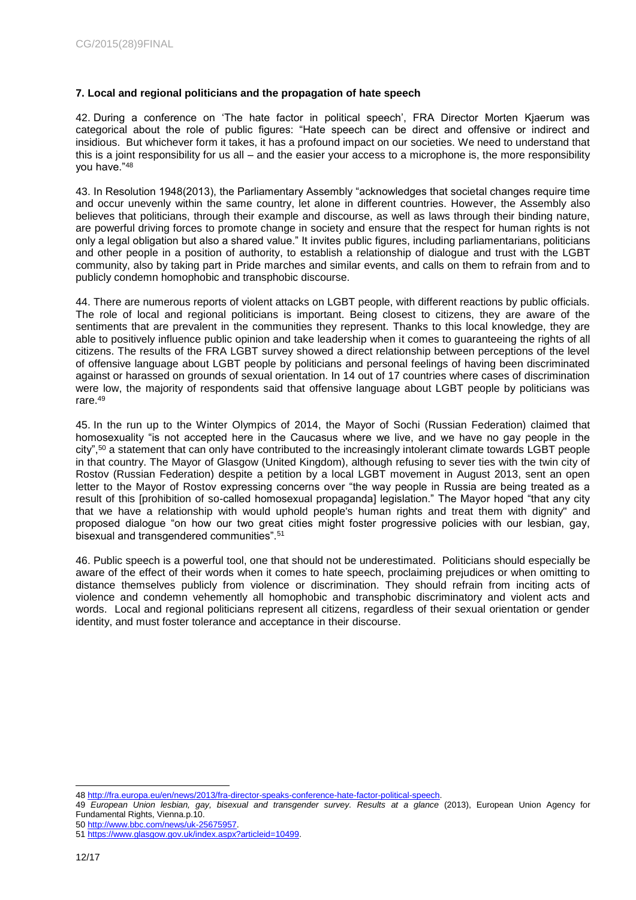### 7. Local and regional politicians and the propagation of hate speech

42. During a conference on 'The hate factor in political speech', FRA Director Morten Kjaerum was categorical about the role of public figures: "Hate speech can be direct and offensive or indirect and insidious. But whichever form it takes, it has a profound impact on our societies. We need to understand that this is a joint responsibility for us all – and the easier your access to a microphone is, the more responsibility you have."[48]

43. In Resolution 1948(2013), the Parliamentary Assembly "acknowledges that societal changes require time and occur unevenly within the same country, let alone in different countries. However, the Assembly also believes that politicians, through their example and discourse, as well as laws through their binding nature, are powerful driving forces to promote change in society and ensure that the respect for human rights is not only a legal obligation but also a shared value." It invites public figures, including parliamentarians, politicians and other people in a position of authority, to establish a relationship of dialogue and trust with the LGBT community, also by taking part in Pride marches and similar events, and calls on them to refrain from and to publicly condemn homophobic and transphobic discourse.

44. There are numerous reports of violent attacks on LGBT people, with different reactions by public officials. The role of local and regional politicians is important. Being closest to citizens, they are aware of the sentiments that are prevalent in the communities they represent. Thanks to this local knowledge, they are able to positively influence public opinion and take leadership when it comes to guaranteeing the rights of all citizens. The results of the FRA LGBT survey showed a direct relationship between perceptions of the level of offensive language about LGBT people by politicians and personal feelings of having been discriminated against or harassed on grounds of sexual orientation. In 14 out of 17 countries where cases of discrimination were low, the majority of respondents said that offensive language about LGBT people by politicians was rare.[49]

45. In the run up to the Winter Olympics of 2014, the Mayor of Sochi (Russian Federation) claimed that homosexuality "is not accepted here in the Caucasus where we live, and we have no gay people in the city",[50] a statement that can only have contributed to the increasingly intolerant climate towards LGBT people in that country. The Mayor of Glasgow (United Kingdom), although refusing to sever ties with the twin city of Rostov (Russian Federation) despite a petition by a local LGBT movement in August 2013, sent an open letter to the Mayor of Rostov expressing concerns over "the way people in Russia are being treated as a result of this [prohibition of so-called homosexual propaganda] legislation." The Mayor hoped "that any city that we have a relationship with would uphold people's human rights and treat them with dignity" and proposed dialogue "on how our two great cities might foster progressive policies with our lesbian, gay, bisexual and transgendered communities".[51]

46. Public speech is a powerful tool, one that should not be underestimated. Politicians should especially be aware of the effect of their words when it comes to hate speech, proclaiming prejudices or when omitting to distance themselves publicly from violence or discrimination. They should refrain from inciting acts of violence and condemn vehemently all homophobic and transphobic discriminatory and violent acts and words. Local and regional politicians represent all citizens, regardless of their sexual orientation or gender identity, and must foster tolerance and acceptance in their discourse.

---

48 http://fra.europa.eu/en/news/2013/fra-director-speaks-conference-hate-factor-political-speech.

49 *European Union lesbian, gay, bisexual and transgender survey. Results at a glance* (2013), European Union Agency for Fundamental Rights, Vienna.p.10.

50 http://www.bbc.com/news/uk-25675957.

51 https://www.glasgow.gov.uk/index.aspx?articleid=10499.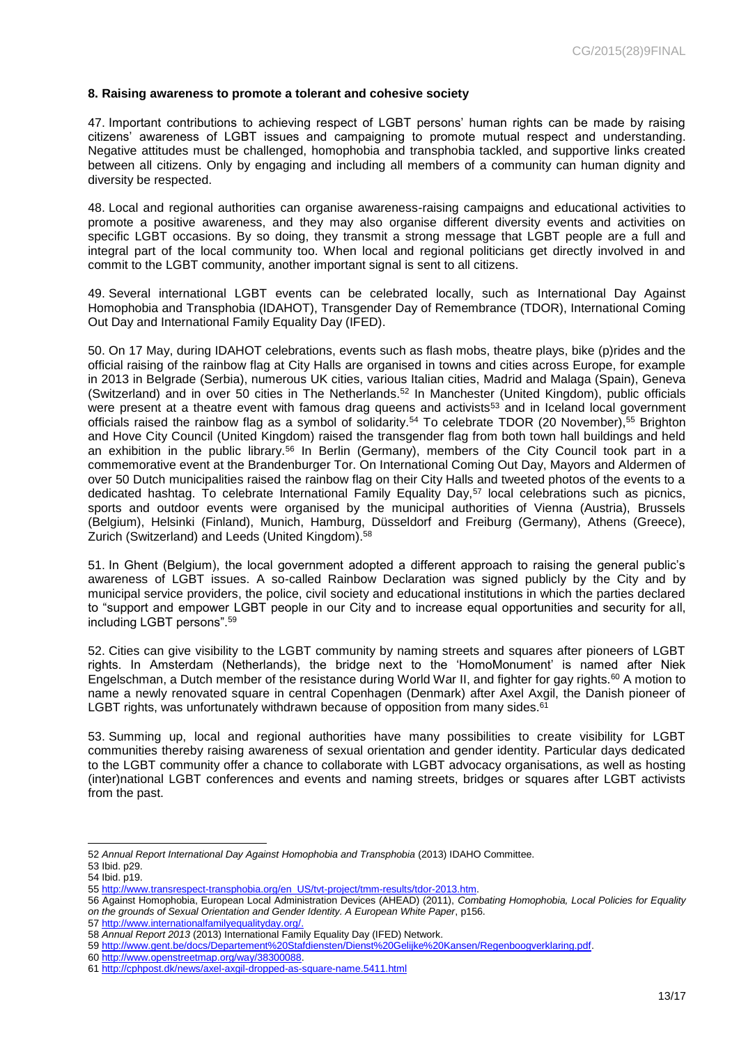### 8. Raising awareness to promote a tolerant and cohesive society

47. Important contributions to achieving respect of LGBT persons' human rights can be made by raising citizens' awareness of LGBT issues and campaigning to promote mutual respect and understanding. Negative attitudes must be challenged, homophobia and transphobia tackled, and supportive links created between all citizens. Only by engaging and including all members of a community can human dignity and diversity be respected.

48. Local and regional authorities can organise awareness-raising campaigns and educational activities to promote a positive awareness, and they may also organise different diversity events and activities on specific LGBT occasions. By so doing, they transmit a strong message that LGBT people are a full and integral part of the local community too. When local and regional politicians get directly involved in and commit to the LGBT community, another important signal is sent to all citizens.

49. Several international LGBT events can be celebrated locally, such as International Day Against Homophobia and Transphobia (IDAHOT), Transgender Day of Remembrance (TDOR), International Coming Out Day and International Family Equality Day (IFED).

50. On 17 May, during IDAHOT celebrations, events such as flash mobs, theatre plays, bike (p)rides and the official raising of the rainbow flag at City Halls are organised in towns and cities across Europe, for example in 2013 in Belgrade (Serbia), numerous UK cities, various Italian cities, Madrid and Malaga (Spain), Geneva (Switzerland) and in over 50 cities in The Netherlands.[52] In Manchester (United Kingdom), public officials were present at a theatre event with famous drag queens and activists[53] and in Iceland local government officials raised the rainbow flag as a symbol of solidarity.[54] To celebrate TDOR (20 November),[55] Brighton and Hove City Council (United Kingdom) raised the transgender flag from both town hall buildings and held an exhibition in the public library.[56] In Berlin (Germany), members of the City Council took part in a commemorative event at the Brandenburger Tor. On International Coming Out Day, Mayors and Aldermen of over 50 Dutch municipalities raised the rainbow flag on their City Halls and tweeted photos of the events to a dedicated hashtag. To celebrate International Family Equality Day,[57] local celebrations such as picnics, sports and outdoor events were organised by the municipal authorities of Vienna (Austria), Brussels (Belgium), Helsinki (Finland), Munich, Hamburg, Düsseldorf and Freiburg (Germany), Athens (Greece), Zurich (Switzerland) and Leeds (United Kingdom).[58]

51. In Ghent (Belgium), the local government adopted a different approach to raising the general public's awareness of LGBT issues. A so-called Rainbow Declaration was signed publicly by the City and by municipal service providers, the police, civil society and educational institutions in which the parties declared to "support and empower LGBT people in our City and to increase equal opportunities and security for all, including LGBT persons".[59]

52. Cities can give visibility to the LGBT community by naming streets and squares after pioneers of LGBT rights. In Amsterdam (Netherlands), the bridge next to the 'HomoMonument' is named after Niek Engelschman, a Dutch member of the resistance during World War II, and fighter for gay rights.[60] A motion to name a newly renovated square in central Copenhagen (Denmark) after Axel Axgil, the Danish pioneer of LGBT rights, was unfortunately withdrawn because of opposition from many sides.[61]

53. Summing up, local and regional authorities have many possibilities to create visibility for LGBT communities thereby raising awareness of sexual orientation and gender identity. Particular days dedicated to the LGBT community offer a chance to collaborate with LGBT advocacy organisations, as well as hosting (inter)national LGBT conferences and events and naming streets, bridges or squares after LGBT activists from the past.

---

52 *Annual Report International Day Against Homophobia and Transphobia* (2013) IDAHO Committee.
53 Ibid. p29.
54 Ibid. p19.
55 http://www.transrespect-transphobia.org/en_US/tvt-project/tmm-results/tdor-2013.htm.
56 Against Homophobia, European Local Administration Devices (AHEAD) (2011), *Combating Homophobia, Local Policies for Equality on the grounds of Sexual Orientation and Gender Identity. A European White Paper*, p156.
57 http://www.internationalfamilyequalityday.org/.
58 *Annual Report 2013* (2013) International Family Equality Day (IFED) Network.
59 http://www.gent.be/docs/Departement%20Stafdiensten/Dienst%20Gelijke%20Kansen/Regenboogverklaring.pdf.
60 http://www.openstreetmap.org/way/38300088.
61 http://cphpost.dk/news/axel-axgil-dropped-as-square-name.5411.html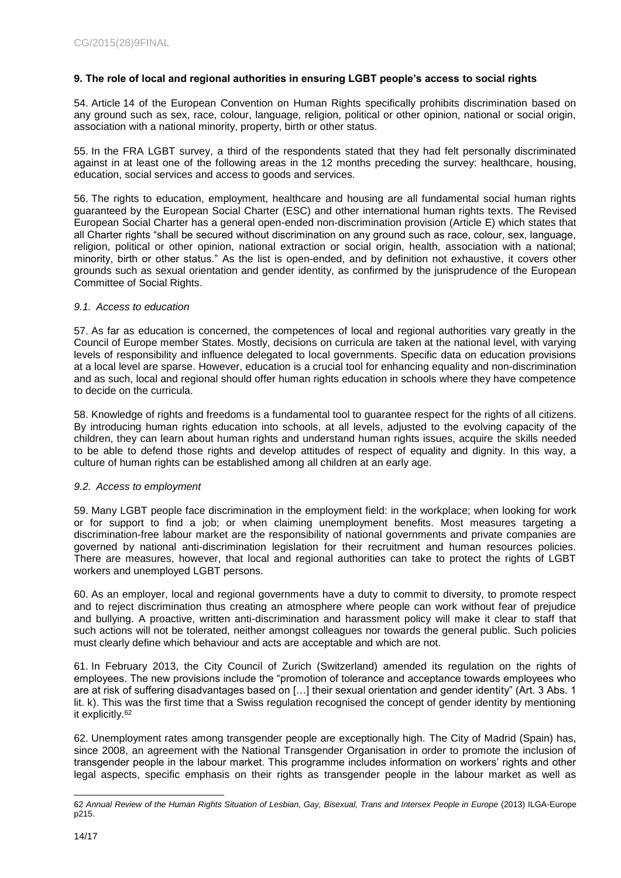### 9. The role of local and regional authorities in ensuring LGBT people's access to social rights

54. Article 14 of the European Convention on Human Rights specifically prohibits discrimination based on any ground such as sex, race, colour, language, religion, political or other opinion, national or social origin, association with a national minority, property, birth or other status.

55. In the FRA LGBT survey, a third of the respondents stated that they had felt personally discriminated against in at least one of the following areas in the 12 months preceding the survey: healthcare, housing, education, social services and access to goods and services.

56. The rights to education, employment, healthcare and housing are all fundamental social human rights guaranteed by the European Social Charter (ESC) and other international human rights texts. The Revised European Social Charter has a general open-ended non-discrimination provision (Article E) which states that all Charter rights "shall be secured without discrimination on any ground such as race, colour, sex, language, religion, political or other opinion, national extraction or social origin, health, association with a national; minority, birth or other status." As the list is open-ended, and by definition not exhaustive, it covers other grounds such as sexual orientation and gender identity, as confirmed by the jurisprudence of the European Committee of Social Rights.

#### *9.1. Access to education*

57. As far as education is concerned, the competences of local and regional authorities vary greatly in the Council of Europe member States. Mostly, decisions on curricula are taken at the national level, with varying levels of responsibility and influence delegated to local governments. Specific data on education provisions at a local level are sparse. However, education is a crucial tool for enhancing equality and non-discrimination and as such, local and regional should offer human rights education in schools where they have competence to decide on the curricula.

58. Knowledge of rights and freedoms is a fundamental tool to guarantee respect for the rights of all citizens. By introducing human rights education into schools, at all levels, adjusted to the evolving capacity of the children, they can learn about human rights and understand human rights issues, acquire the skills needed to be able to defend those rights and develop attitudes of respect of equality and dignity. In this way, a culture of human rights can be established among all children at an early age.

#### *9.2. Access to employment*

59. Many LGBT people face discrimination in the employment field: in the workplace; when looking for work or for support to find a job; or when claiming unemployment benefits. Most measures targeting a discrimination-free labour market are the responsibility of national governments and private companies are governed by national anti-discrimination legislation for their recruitment and human resources policies. There are measures, however, that local and regional authorities can take to protect the rights of LGBT workers and unemployed LGBT persons.

60. As an employer, local and regional governments have a duty to commit to diversity, to promote respect and to reject discrimination thus creating an atmosphere where people can work without fear of prejudice and bullying. A proactive, written anti-discrimination and harassment policy will make it clear to staff that such actions will not be tolerated, neither amongst colleagues nor towards the general public. Such policies must clearly define which behaviour and acts are acceptable and which are not.

61. In February 2013, the City Council of Zurich (Switzerland) amended its regulation on the rights of employees. The new provisions include the "promotion of tolerance and acceptance towards employees who are at risk of suffering disadvantages based on […] their sexual orientation and gender identity" (Art. 3 Abs. 1 lit. k). This was the first time that a Swiss regulation recognised the concept of gender identity by mentioning it explicitly.[62]

62. Unemployment rates among transgender people are exceptionally high. The City of Madrid (Spain) has, since 2008, an agreement with the National Transgender Organisation in order to promote the inclusion of transgender people in the labour market. This programme includes information on workers' rights and other legal aspects, specific emphasis on their rights as transgender people in the labour market as well as

---

62 *Annual Review of the Human Rights Situation of Lesbian, Gay, Bisexual, Trans and Intersex People in Europe* (2013) ILGA-Europe p215.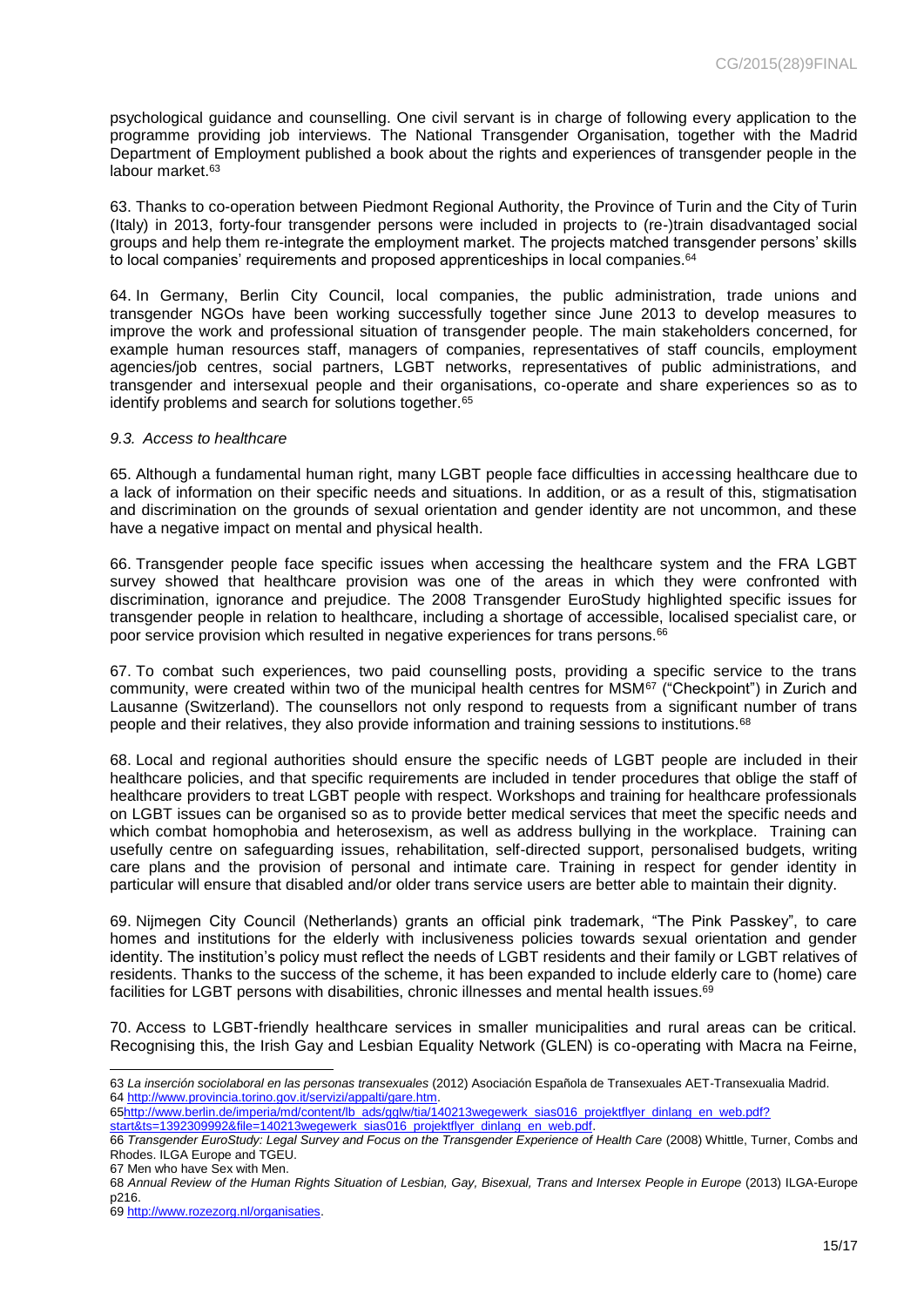psychological guidance and counselling. One civil servant is in charge of following every application to the programme providing job interviews. The National Transgender Organisation, together with the Madrid Department of Employment published a book about the rights and experiences of transgender people in the labour market.[63]

63. Thanks to co-operation between Piedmont Regional Authority, the Province of Turin and the City of Turin (Italy) in 2013, forty-four transgender persons were included in projects to (re-)train disadvantaged social groups and help them re-integrate the employment market. The projects matched transgender persons' skills to local companies' requirements and proposed apprenticeships in local companies.[64]

64. In Germany, Berlin City Council, local companies, the public administration, trade unions and transgender NGOs have been working successfully together since June 2013 to develop measures to improve the work and professional situation of transgender people. The main stakeholders concerned, for example human resources staff, managers of companies, representatives of staff councils, employment agencies/job centres, social partners, LGBT networks, representatives of public administrations, and transgender and intersexual people and their organisations, co-operate and share experiences so as to identify problems and search for solutions together.[65]

### *9.3. Access to healthcare*

65. Although a fundamental human right, many LGBT people face difficulties in accessing healthcare due to a lack of information on their specific needs and situations. In addition, or as a result of this, stigmatisation and discrimination on the grounds of sexual orientation and gender identity are not uncommon, and these have a negative impact on mental and physical health.

66. Transgender people face specific issues when accessing the healthcare system and the FRA LGBT survey showed that healthcare provision was one of the areas in which they were confronted with discrimination, ignorance and prejudice. The 2008 Transgender EuroStudy highlighted specific issues for transgender people in relation to healthcare, including a shortage of accessible, localised specialist care, or poor service provision which resulted in negative experiences for trans persons.[66]

67. To combat such experiences, two paid counselling posts, providing a specific service to the trans community, were created within two of the municipal health centres for MSM[67] ("Checkpoint") in Zurich and Lausanne (Switzerland). The counsellors not only respond to requests from a significant number of trans people and their relatives, they also provide information and training sessions to institutions.[68]

68. Local and regional authorities should ensure the specific needs of LGBT people are included in their healthcare policies, and that specific requirements are included in tender procedures that oblige the staff of healthcare providers to treat LGBT people with respect. Workshops and training for healthcare professionals on LGBT issues can be organised so as to provide better medical services that meet the specific needs and which combat homophobia and heterosexism, as well as address bullying in the workplace. Training can usefully centre on safeguarding issues, rehabilitation, self-directed support, personalised budgets, writing care plans and the provision of personal and intimate care. Training in respect for gender identity in particular will ensure that disabled and/or older trans service users are better able to maintain their dignity.

69. Nijmegen City Council (Netherlands) grants an official pink trademark, "The Pink Passkey", to care homes and institutions for the elderly with inclusiveness policies towards sexual orientation and gender identity. The institution's policy must reflect the needs of LGBT residents and their family or LGBT relatives of residents. Thanks to the success of the scheme, it has been expanded to include elderly care to (home) care facilities for LGBT persons with disabilities, chronic illnesses and mental health issues.[69]

70. Access to LGBT-friendly healthcare services in smaller municipalities and rural areas can be critical. Recognising this, the Irish Gay and Lesbian Equality Network (GLEN) is co-operating with Macra na Feirne,

---

63 *La inserción sociolaboral en las personas transexuales* (2012) Asociación Española de Transexuales AET-Transexualia Madrid.

64 http://www.provincia.torino.gov.it/servizi/appalti/gare.htm.

65 http://www.berlin.de/imperia/md/content/lb_ads/gglw/tia/140213wegewerk_sias016_projektflyer_dinlang_en_web.pdf?start&ts=1392309992&file=140213wegewerk_sias016_projektflyer_dinlang_en_web.pdf.

66 *Transgender EuroStudy: Legal Survey and Focus on the Transgender Experience of Health Care* (2008) Whittle, Turner, Combs and Rhodes. ILGA Europe and TGEU.

67 Men who have Sex with Men.

68 *Annual Review of the Human Rights Situation of Lesbian, Gay, Bisexual, Trans and Intersex People in Europe* (2013) ILGA-Europe p216.

69 http://www.rozezorg.nl/organisaties.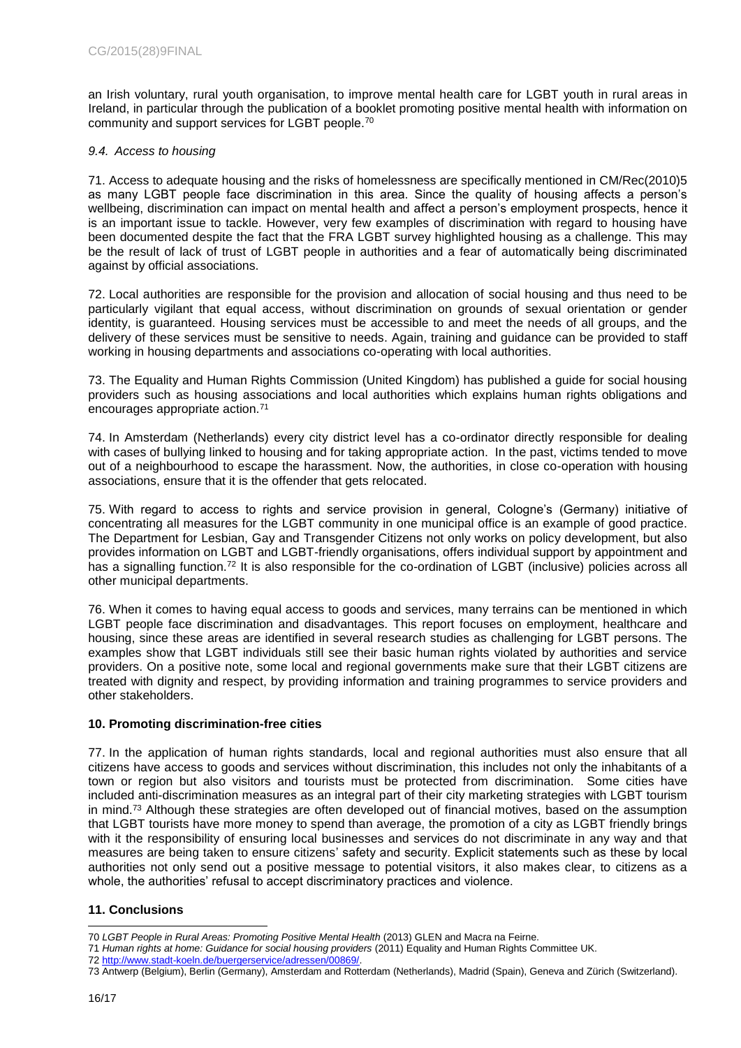an Irish voluntary, rural youth organisation, to improve mental health care for LGBT youth in rural areas in Ireland, in particular through the publication of a booklet promoting positive mental health with information on community and support services for LGBT people.[70]

*9.4. Access to housing*

71. Access to adequate housing and the risks of homelessness are specifically mentioned in CM/Rec(2010)5 as many LGBT people face discrimination in this area. Since the quality of housing affects a person's wellbeing, discrimination can impact on mental health and affect a person's employment prospects, hence it is an important issue to tackle. However, very few examples of discrimination with regard to housing have been documented despite the fact that the FRA LGBT survey highlighted housing as a challenge. This may be the result of lack of trust of LGBT people in authorities and a fear of automatically being discriminated against by official associations.

72. Local authorities are responsible for the provision and allocation of social housing and thus need to be particularly vigilant that equal access, without discrimination on grounds of sexual orientation or gender identity, is guaranteed. Housing services must be accessible to and meet the needs of all groups, and the delivery of these services must be sensitive to needs. Again, training and guidance can be provided to staff working in housing departments and associations co-operating with local authorities.

73. The Equality and Human Rights Commission (United Kingdom) has published a guide for social housing providers such as housing associations and local authorities which explains human rights obligations and encourages appropriate action.[71]

74. In Amsterdam (Netherlands) every city district level has a co-ordinator directly responsible for dealing with cases of bullying linked to housing and for taking appropriate action. In the past, victims tended to move out of a neighbourhood to escape the harassment. Now, the authorities, in close co-operation with housing associations, ensure that it is the offender that gets relocated.

75. With regard to access to rights and service provision in general, Cologne's (Germany) initiative of concentrating all measures for the LGBT community in one municipal office is an example of good practice. The Department for Lesbian, Gay and Transgender Citizens not only works on policy development, but also provides information on LGBT and LGBT-friendly organisations, offers individual support by appointment and has a signalling function.[72] It is also responsible for the co-ordination of LGBT (inclusive) policies across all other municipal departments.

76. When it comes to having equal access to goods and services, many terrains can be mentioned in which LGBT people face discrimination and disadvantages. This report focuses on employment, healthcare and housing, since these areas are identified in several research studies as challenging for LGBT persons. The examples show that LGBT individuals still see their basic human rights violated by authorities and service providers. On a positive note, some local and regional governments make sure that their LGBT citizens are treated with dignity and respect, by providing information and training programmes to service providers and other stakeholders.

## 10. Promoting discrimination-free cities

77. In the application of human rights standards, local and regional authorities must also ensure that all citizens have access to goods and services without discrimination, this includes not only the inhabitants of a town or region but also visitors and tourists must be protected from discrimination. Some cities have included anti-discrimination measures as an integral part of their city marketing strategies with LGBT tourism in mind.[73] Although these strategies are often developed out of financial motives, based on the assumption that LGBT tourists have more money to spend than average, the promotion of a city as LGBT friendly brings with it the responsibility of ensuring local businesses and services do not discriminate in any way and that measures are being taken to ensure citizens' safety and security. Explicit statements such as these by local authorities not only send out a positive message to potential visitors, it also makes clear, to citizens as a whole, the authorities' refusal to accept discriminatory practices and violence.

## 11. Conclusions

---

70 *LGBT People in Rural Areas: Promoting Positive Mental Health* (2013) GLEN and Macra na Feirne.

71 *Human rights at home: Guidance for social housing providers* (2011) Equality and Human Rights Committee UK.

72 http://www.stadt-koeln.de/buergerservice/adressen/00869/.

73 Antwerp (Belgium), Berlin (Germany), Amsterdam and Rotterdam (Netherlands), Madrid (Spain), Geneva and Zürich (Switzerland).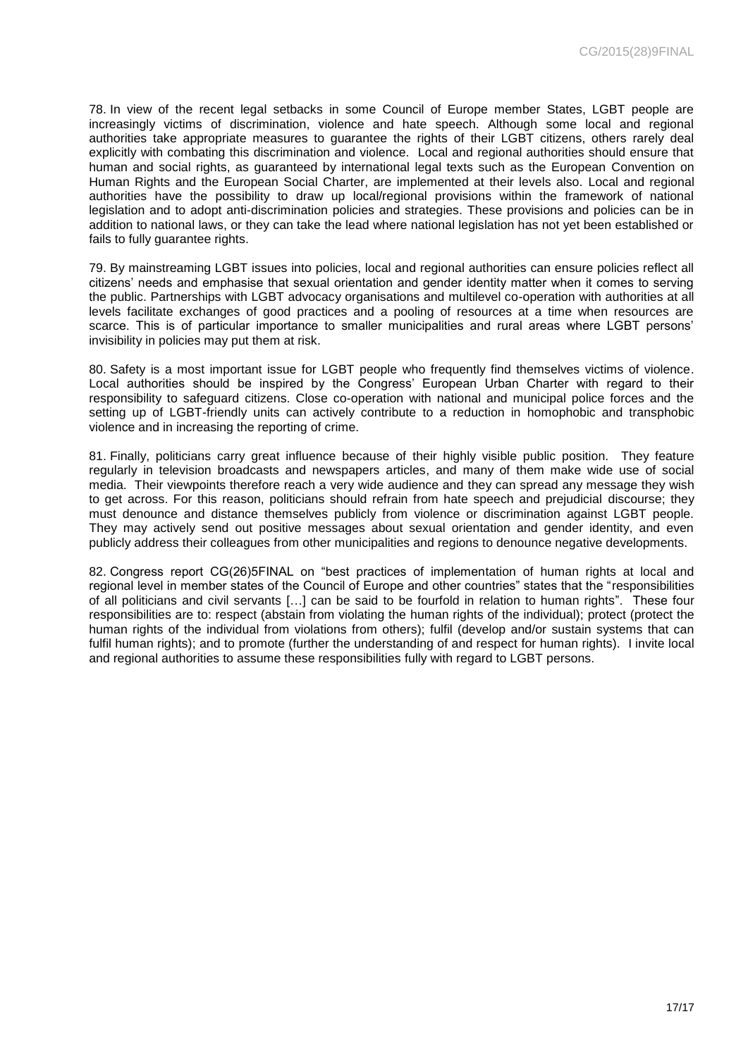78. In view of the recent legal setbacks in some Council of Europe member States, LGBT people are increasingly victims of discrimination, violence and hate speech. Although some local and regional authorities take appropriate measures to guarantee the rights of their LGBT citizens, others rarely deal explicitly with combating this discrimination and violence. Local and regional authorities should ensure that human and social rights, as guaranteed by international legal texts such as the European Convention on Human Rights and the European Social Charter, are implemented at their levels also. Local and regional authorities have the possibility to draw up local/regional provisions within the framework of national legislation and to adopt anti-discrimination policies and strategies. These provisions and policies can be in addition to national laws, or they can take the lead where national legislation has not yet been established or fails to fully guarantee rights.

79. By mainstreaming LGBT issues into policies, local and regional authorities can ensure policies reflect all citizens' needs and emphasise that sexual orientation and gender identity matter when it comes to serving the public. Partnerships with LGBT advocacy organisations and multilevel co-operation with authorities at all levels facilitate exchanges of good practices and a pooling of resources at a time when resources are scarce. This is of particular importance to smaller municipalities and rural areas where LGBT persons' invisibility in policies may put them at risk.

80. Safety is a most important issue for LGBT people who frequently find themselves victims of violence. Local authorities should be inspired by the Congress' European Urban Charter with regard to their responsibility to safeguard citizens. Close co-operation with national and municipal police forces and the setting up of LGBT-friendly units can actively contribute to a reduction in homophobic and transphobic violence and in increasing the reporting of crime.

81. Finally, politicians carry great influence because of their highly visible public position. They feature regularly in television broadcasts and newspapers articles, and many of them make wide use of social media. Their viewpoints therefore reach a very wide audience and they can spread any message they wish to get across. For this reason, politicians should refrain from hate speech and prejudicial discourse; they must denounce and distance themselves publicly from violence or discrimination against LGBT people. They may actively send out positive messages about sexual orientation and gender identity, and even publicly address their colleagues from other municipalities and regions to denounce negative developments.

82. Congress report CG(26)5FINAL on "best practices of implementation of human rights at local and regional level in member states of the Council of Europe and other countries" states that the "responsibilities of all politicians and civil servants […] can be said to be fourfold in relation to human rights". These four responsibilities are to: respect (abstain from violating the human rights of the individual); protect (protect the human rights of the individual from violations from others); fulfil (develop and/or sustain systems that can fulfil human rights); and to promote (further the understanding of and respect for human rights). I invite local and regional authorities to assume these responsibilities fully with regard to LGBT persons.